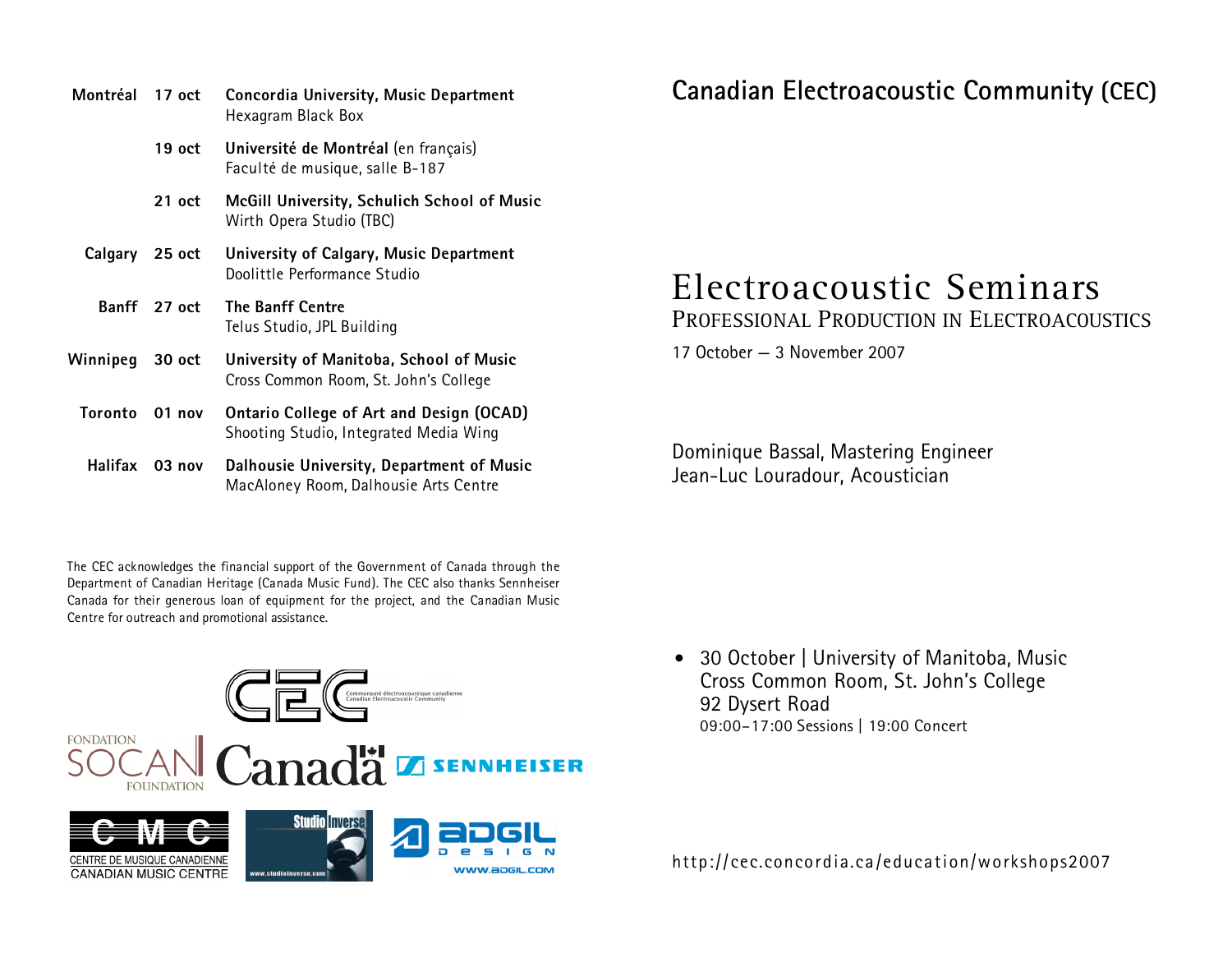| | | |
|---|---|---|
| **Montréal** | **17 oct** | **Concordia University, Music Department**<br>Hexagram Black Box |
| | **19 oct** | **Université de Montréal** (en français)<br>Faculté de musique, salle B-187 |
| | **21 oct** | **McGill University, Schulich School of Music**<br>Wirth Opera Studio (TBC) |
| **Calgary** | **25 oct** | **University of Calgary, Music Department**<br>Doolittle Performance Studio |
| **Banff** | **27 oct** | **The Banff Centre**<br>Telus Studio, JPL Building |
| **Winnipeg** | **30 oct** | **University of Manitoba, School of Music**<br>Cross Common Room, St. John's College |
| **Toronto** | **01 nov** | **Ontario College of Art and Design (OCAD)**<br>Shooting Studio, Integrated Media Wing |
| **Halifax** | **03 nov** | **Dalhousie University, Department of Music**<br>MacAloney Room, Dalhousie Arts Centre |

The CEC acknowledges the financial support of the Government of Canada through the Department of Canadian Heritage (Canada Music Fund). The CEC also thanks Sennheiser Canada for their generous loan of equipment for the project, and the Canadian Music Centre for outreach and promotional assistance.

CEC — Communauté électroacoustique canadienne / Canadian Electroacoustic Community

FONDATION SOCAN FOUNDATION — Canada — SENNHEISER

CMC — CENTRE DE MUSIQUE CANADIENNE / CANADIAN MUSIC CENTRE — Studio Inverse www.studioinverse.com — ADGIL DESIGN www.adgil.com

## Canadian Electroacoustic Community (CEC)

# Electroacoustic Seminars

## Professional Production in Electroacoustics

17 October — 3 November 2007

Dominique Bassal, Mastering Engineer
Jean-Luc Louradour, Acoustician

- 30 October | University of Manitoba, Music
  Cross Common Room, St. John's College
  92 Dysert Road
  09:00–17:00 Sessions | 19:00 Concert

http://cec.concordia.ca/education/workshops2007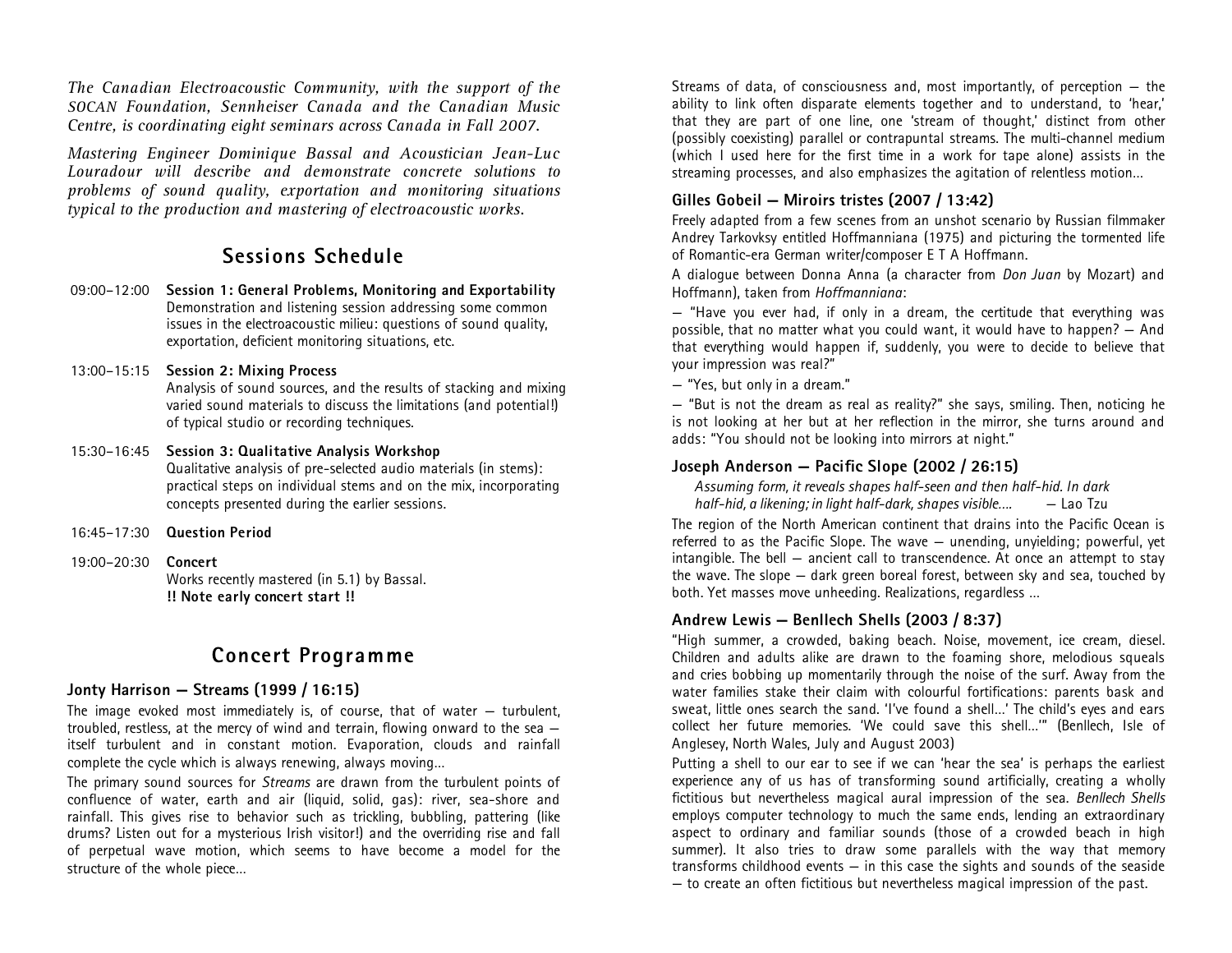*The Canadian Electroacoustic Community, with the support of the SOCAN Foundation, Sennheiser Canada and the Canadian Music Centre, is coordinating eight seminars across Canada in Fall 2007.*

*Mastering Engineer Dominique Bassal and Acoustician Jean-Luc Louradour will describe and demonstrate concrete solutions to problems of sound quality, exportation and monitoring situations typical to the production and mastering of electroacoustic works.*

## Sessions Schedule

09:00–12:00 **Session 1: General Problems, Monitoring and Exportability**
Demonstration and listening session addressing some common issues in the electroacoustic milieu: questions of sound quality, exportation, deficient monitoring situations, etc.

13:00–15:15 **Session 2: Mixing Process**
Analysis of sound sources, and the results of stacking and mixing varied sound materials to discuss the limitations (and potential!) of typical studio or recording techniques.

15:30–16:45 **Session 3: Qualitative Analysis Workshop**
Qualitative analysis of pre-selected audio materials (in stems): practical steps on individual stems and on the mix, incorporating concepts presented during the earlier sessions.

16:45–17:30 **Question Period**

19:00–20:30 **Concert**
Works recently mastered (in 5.1) by Bassal.
**!! Note early concert start !!**

## Concert Programme

### Jonty Harrison — Streams (1999 / 16:15)

The image evoked most immediately is, of course, that of water — turbulent, troubled, restless, at the mercy of wind and terrain, flowing onward to the sea — itself turbulent and in constant motion. Evaporation, clouds and rainfall complete the cycle which is always renewing, always moving…

The primary sound sources for *Streams* are drawn from the turbulent points of confluence of water, earth and air (liquid, solid, gas): river, sea-shore and rainfall. This gives rise to behavior such as trickling, bubbling, pattering (like drums? Listen out for a mysterious Irish visitor!) and the overriding rise and fall of perpetual wave motion, which seems to have become a model for the structure of the whole piece…

Streams of data, of consciousness and, most importantly, of perception — the ability to link often disparate elements together and to understand, to 'hear,' that they are part of one line, one 'stream of thought,' distinct from other (possibly coexisting) parallel or contrapuntal streams. The multi-channel medium (which I used here for the first time in a work for tape alone) assists in the streaming processes, and also emphasizes the agitation of relentless motion…

### Gilles Gobeil — Miroirs tristes (2007 / 13:42)

Freely adapted from a few scenes from an unshot scenario by Russian filmmaker Andrey Tarkovksy entitled Hoffmanniana (1975) and picturing the tormented life of Romantic-era German writer/composer E T A Hoffmann.

A dialogue between Donna Anna (a character from *Don Juan* by Mozart) and Hoffmann), taken from *Hoffmanniana*:

— "Have you ever had, if only in a dream, the certitude that everything was possible, that no matter what you could want, it would have to happen? — And that everything would happen if, suddenly, you were to decide to believe that your impression was real?"

— "Yes, but only in a dream."

— "But is not the dream as real as reality?" she says, smiling. Then, noticing he is not looking at her but at her reflection in the mirror, she turns around and adds: "You should not be looking into mirrors at night."

### Joseph Anderson — Pacific Slope (2002 / 26:15)

*Assuming form, it reveals shapes half-seen and then half-hid. In dark half-hid, a likening; in light half-dark, shapes visible….* — Lao Tzu

The region of the North American continent that drains into the Pacific Ocean is referred to as the Pacific Slope. The wave — unending, unyielding; powerful, yet intangible. The bell — ancient call to transcendence. At once an attempt to stay the wave. The slope — dark green boreal forest, between sky and sea, touched by both. Yet masses move unheeding. Realizations, regardless …

### Andrew Lewis — Benllech Shells (2003 / 8:37)

"High summer, a crowded, baking beach. Noise, movement, ice cream, diesel. Children and adults alike are drawn to the foaming shore, melodious squeals and cries bobbing up momentarily through the noise of the surf. Away from the water families stake their claim with colourful fortifications: parents bask and sweat, little ones search the sand. 'I've found a shell…' The child's eyes and ears collect her future memories. 'We could save this shell…'" (Benllech, Isle of Anglesey, North Wales, July and August 2003)

Putting a shell to our ear to see if we can 'hear the sea' is perhaps the earliest experience any of us has of transforming sound artificially, creating a wholly fictitious but nevertheless magical aural impression of the sea. *Benllech Shells* employs computer technology to much the same ends, lending an extraordinary aspect to ordinary and familiar sounds (those of a crowded beach in high summer). It also tries to draw some parallels with the way that memory transforms childhood events — in this case the sights and sounds of the seaside — to create an often fictitious but nevertheless magical impression of the past.